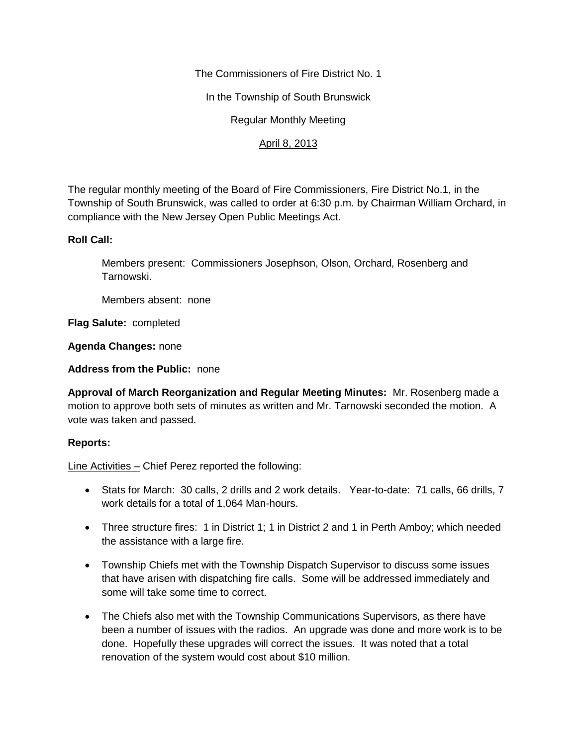The Commissioners of Fire District No. 1

In the Township of South Brunswick

Regular Monthly Meeting

April 8, 2013

The regular monthly meeting of the Board of Fire Commissioners, Fire District No.1, in the Township of South Brunswick, was called to order at 6:30 p.m. by Chairman William Orchard, in compliance with the New Jersey Open Public Meetings Act.

**Roll Call:**

Members present: Commissioners Josephson, Olson, Orchard, Rosenberg and Tarnowski.

Members absent: none

**Flag Salute:** completed

**Agenda Changes:** none

**Address from the Public:** none

**Approval of March Reorganization and Regular Meeting Minutes:** Mr. Rosenberg made a motion to approve both sets of minutes as written and Mr. Tarnowski seconded the motion. A vote was taken and passed.

**Reports:**

Line Activities – Chief Perez reported the following:

- Stats for March: 30 calls, 2 drills and 2 work details. Year-to-date: 71 calls, 66 drills, 7 work details for a total of 1,064 Man-hours.
- Three structure fires: 1 in District 1; 1 in District 2 and 1 in Perth Amboy; which needed the assistance with a large fire.
- Township Chiefs met with the Township Dispatch Supervisor to discuss some issues that have arisen with dispatching fire calls. Some will be addressed immediately and some will take some time to correct.
- The Chiefs also met with the Township Communications Supervisors, as there have been a number of issues with the radios. An upgrade was done and more work is to be done. Hopefully these upgrades will correct the issues. It was noted that a total renovation of the system would cost about $10 million.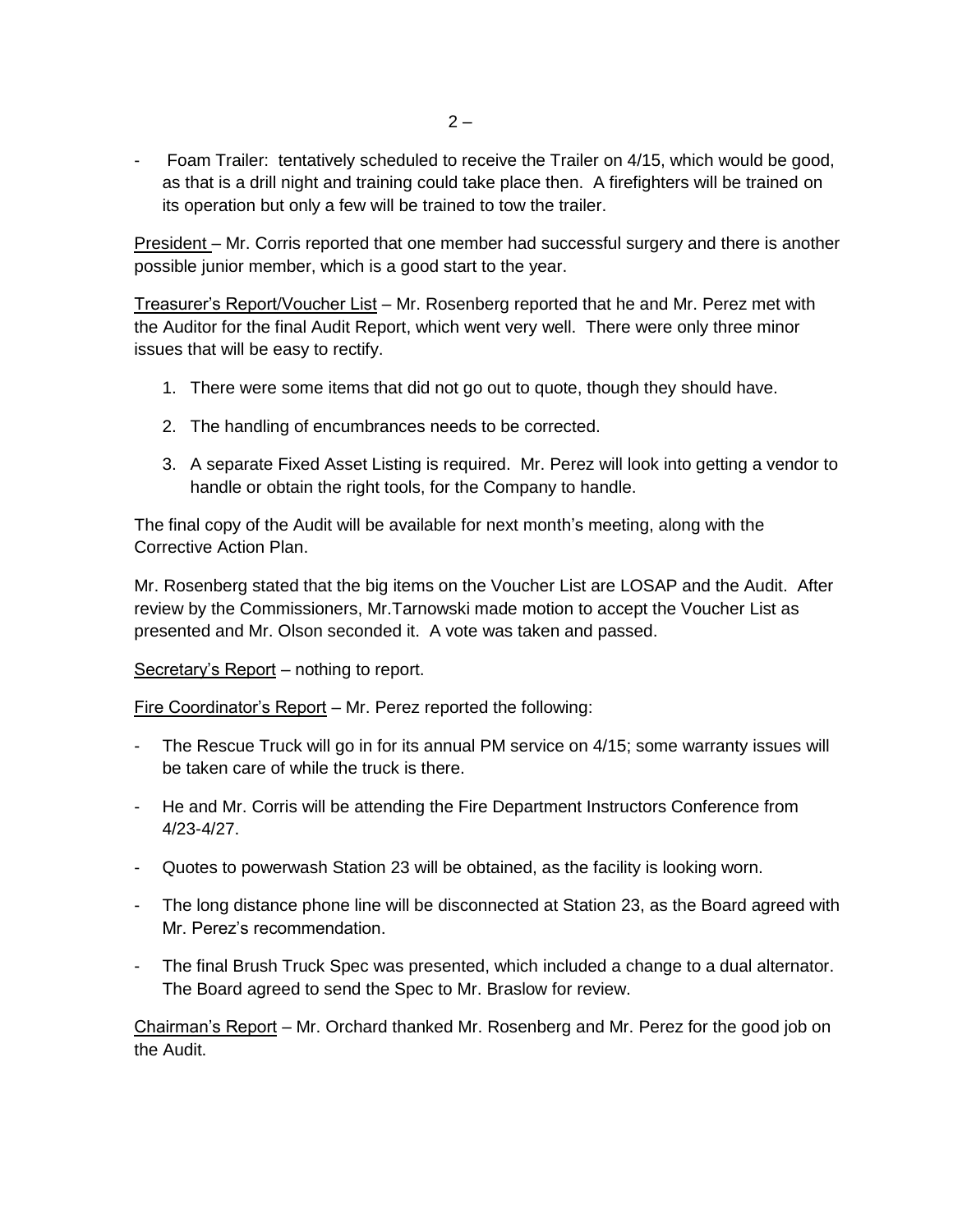- Foam Trailer: tentatively scheduled to receive the Trailer on 4/15, which would be good, as that is a drill night and training could take place then. A firefighters will be trained on its operation but only a few will be trained to tow the trailer.

President – Mr. Corris reported that one member had successful surgery and there is another possible junior member, which is a good start to the year.

Treasurer's Report/Voucher List – Mr. Rosenberg reported that he and Mr. Perez met with the Auditor for the final Audit Report, which went very well. There were only three minor issues that will be easy to rectify.

1. There were some items that did not go out to quote, though they should have.
2. The handling of encumbrances needs to be corrected.
3. A separate Fixed Asset Listing is required. Mr. Perez will look into getting a vendor to handle or obtain the right tools, for the Company to handle.

The final copy of the Audit will be available for next month's meeting, along with the Corrective Action Plan.

Mr. Rosenberg stated that the big items on the Voucher List are LOSAP and the Audit. After review by the Commissioners, Mr.Tarnowski made motion to accept the Voucher List as presented and Mr. Olson seconded it. A vote was taken and passed.

Secretary's Report – nothing to report.

Fire Coordinator's Report – Mr. Perez reported the following:

- The Rescue Truck will go in for its annual PM service on 4/15; some warranty issues will be taken care of while the truck is there.
- He and Mr. Corris will be attending the Fire Department Instructors Conference from 4/23-4/27.
- Quotes to powerwash Station 23 will be obtained, as the facility is looking worn.
- The long distance phone line will be disconnected at Station 23, as the Board agreed with Mr. Perez's recommendation.
- The final Brush Truck Spec was presented, which included a change to a dual alternator. The Board agreed to send the Spec to Mr. Braslow for review.

Chairman's Report – Mr. Orchard thanked Mr. Rosenberg and Mr. Perez for the good job on the Audit.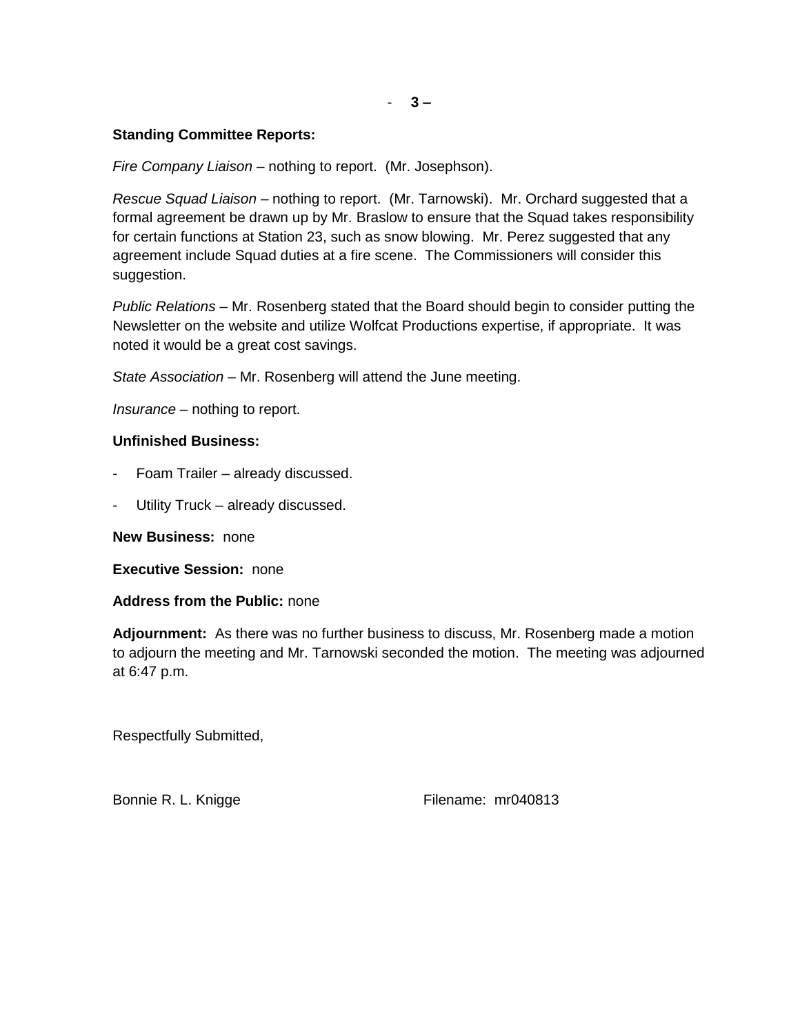**Standing Committee Reports:**

*Fire Company Liaison* – nothing to report. (Mr. Josephson).

*Rescue Squad Liaison* – nothing to report. (Mr. Tarnowski). Mr. Orchard suggested that a formal agreement be drawn up by Mr. Braslow to ensure that the Squad takes responsibility for certain functions at Station 23, such as snow blowing. Mr. Perez suggested that any agreement include Squad duties at a fire scene. The Commissioners will consider this suggestion.

*Public Relations* – Mr. Rosenberg stated that the Board should begin to consider putting the Newsletter on the website and utilize Wolfcat Productions expertise, if appropriate. It was noted it would be a great cost savings.

*State Association* – Mr. Rosenberg will attend the June meeting.

*Insurance* – nothing to report.

**Unfinished Business:**

- Foam Trailer – already discussed.
- Utility Truck – already discussed.

**New Business:** none

**Executive Session:** none

**Address from the Public:** none

**Adjournment:** As there was no further business to discuss, Mr. Rosenberg made a motion to adjourn the meeting and Mr. Tarnowski seconded the motion. The meeting was adjourned at 6:47 p.m.

Respectfully Submitted,

Bonnie R. L. Knigge

Filename: mr040813